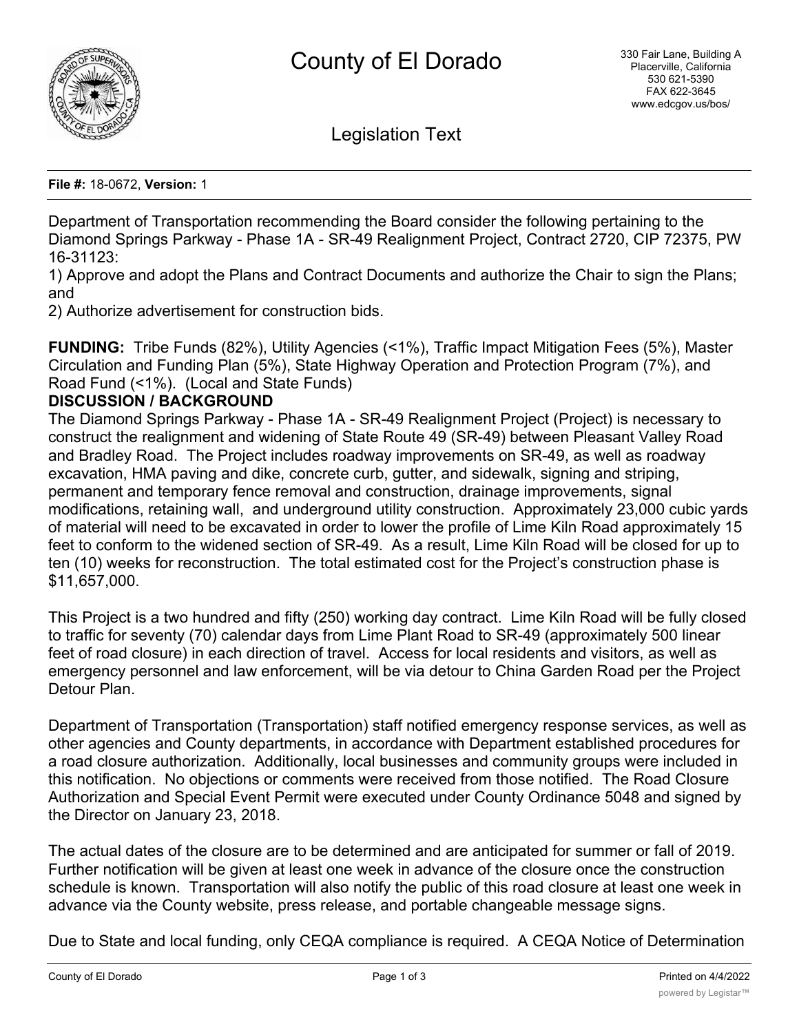# County of El Dorado

330 Fair Lane, Building A
Placerville, California
530 621-5390
FAX 622-3645
www.edcgov.us/bos/

## Legislation Text

**File #:** 18-0672, **Version:** 1

Department of Transportation recommending the Board consider the following pertaining to the Diamond Springs Parkway - Phase 1A - SR-49 Realignment Project, Contract 2720, CIP 72375, PW 16-31123:

1) Approve and adopt the Plans and Contract Documents and authorize the Chair to sign the Plans; and

2) Authorize advertisement for construction bids.

**FUNDING:** Tribe Funds (82%), Utility Agencies (<1%), Traffic Impact Mitigation Fees (5%), Master Circulation and Funding Plan (5%), State Highway Operation and Protection Program (7%), and Road Fund (<1%). (Local and State Funds)

**DISCUSSION / BACKGROUND**

The Diamond Springs Parkway - Phase 1A - SR-49 Realignment Project (Project) is necessary to construct the realignment and widening of State Route 49 (SR-49) between Pleasant Valley Road and Bradley Road. The Project includes roadway improvements on SR-49, as well as roadway excavation, HMA paving and dike, concrete curb, gutter, and sidewalk, signing and striping, permanent and temporary fence removal and construction, drainage improvements, signal modifications, retaining wall, and underground utility construction. Approximately 23,000 cubic yards of material will need to be excavated in order to lower the profile of Lime Kiln Road approximately 15 feet to conform to the widened section of SR-49. As a result, Lime Kiln Road will be closed for up to ten (10) weeks for reconstruction. The total estimated cost for the Project's construction phase is $11,657,000.

This Project is a two hundred and fifty (250) working day contract. Lime Kiln Road will be fully closed to traffic for seventy (70) calendar days from Lime Plant Road to SR-49 (approximately 500 linear feet of road closure) in each direction of travel. Access for local residents and visitors, as well as emergency personnel and law enforcement, will be via detour to China Garden Road per the Project Detour Plan.

Department of Transportation (Transportation) staff notified emergency response services, as well as other agencies and County departments, in accordance with Department established procedures for a road closure authorization. Additionally, local businesses and community groups were included in this notification. No objections or comments were received from those notified. The Road Closure Authorization and Special Event Permit were executed under County Ordinance 5048 and signed by the Director on January 23, 2018.

The actual dates of the closure are to be determined and are anticipated for summer or fall of 2019. Further notification will be given at least one week in advance of the closure once the construction schedule is known. Transportation will also notify the public of this road closure at least one week in advance via the County website, press release, and portable changeable message signs.

Due to State and local funding, only CEQA compliance is required. A CEQA Notice of Determination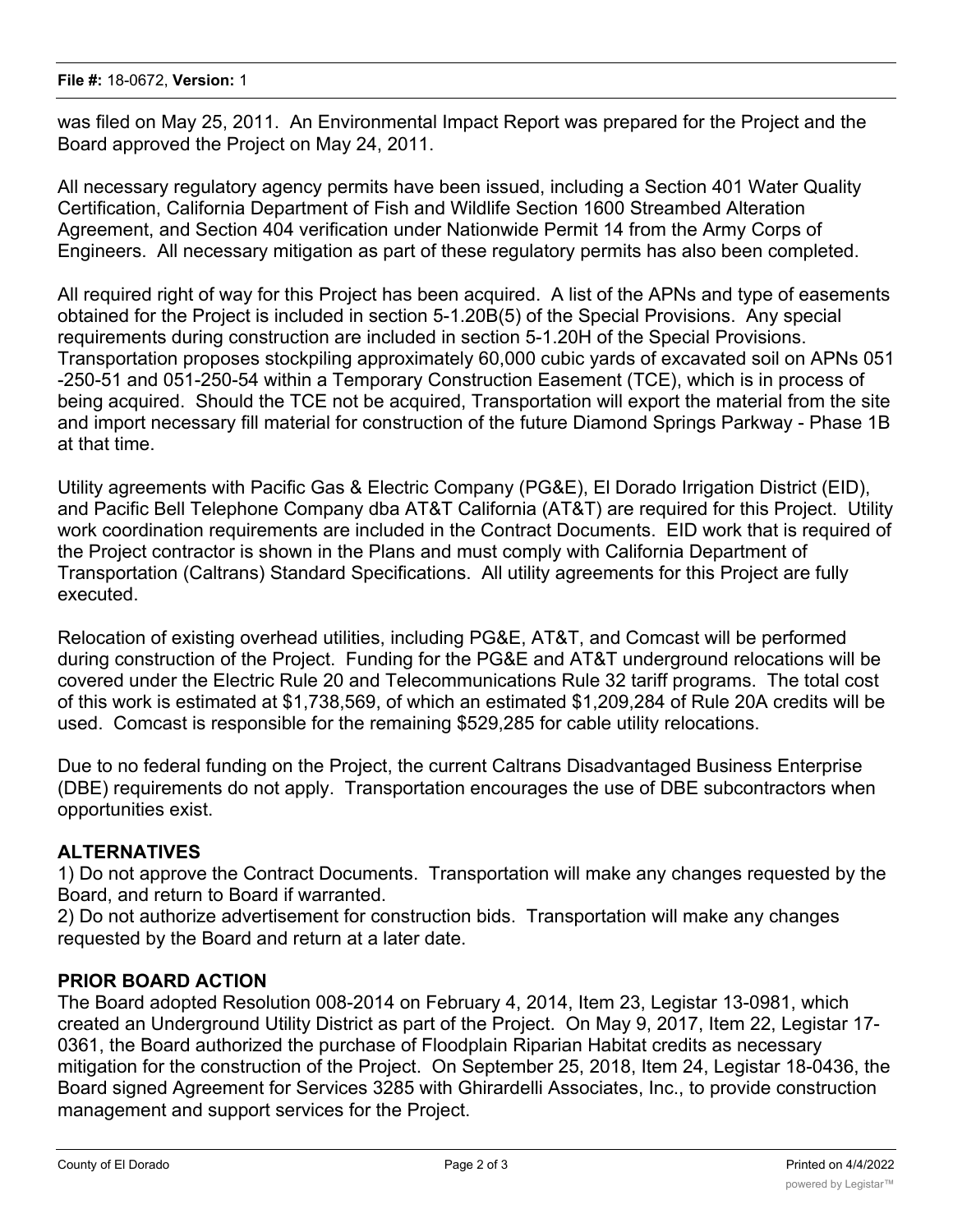was filed on May 25, 2011. An Environmental Impact Report was prepared for the Project and the Board approved the Project on May 24, 2011.

All necessary regulatory agency permits have been issued, including a Section 401 Water Quality Certification, California Department of Fish and Wildlife Section 1600 Streambed Alteration Agreement, and Section 404 verification under Nationwide Permit 14 from the Army Corps of Engineers. All necessary mitigation as part of these regulatory permits has also been completed.

All required right of way for this Project has been acquired. A list of the APNs and type of easements obtained for the Project is included in section 5-1.20B(5) of the Special Provisions. Any special requirements during construction are included in section 5-1.20H of the Special Provisions. Transportation proposes stockpiling approximately 60,000 cubic yards of excavated soil on APNs 051-250-51 and 051-250-54 within a Temporary Construction Easement (TCE), which is in process of being acquired. Should the TCE not be acquired, Transportation will export the material from the site and import necessary fill material for construction of the future Diamond Springs Parkway - Phase 1B at that time.

Utility agreements with Pacific Gas & Electric Company (PG&E), El Dorado Irrigation District (EID), and Pacific Bell Telephone Company dba AT&T California (AT&T) are required for this Project. Utility work coordination requirements are included in the Contract Documents. EID work that is required of the Project contractor is shown in the Plans and must comply with California Department of Transportation (Caltrans) Standard Specifications. All utility agreements for this Project are fully executed.

Relocation of existing overhead utilities, including PG&E, AT&T, and Comcast will be performed during construction of the Project. Funding for the PG&E and AT&T underground relocations will be covered under the Electric Rule 20 and Telecommunications Rule 32 tariff programs. The total cost of this work is estimated at $1,738,569, of which an estimated $1,209,284 of Rule 20A credits will be used. Comcast is responsible for the remaining $529,285 for cable utility relocations.

Due to no federal funding on the Project, the current Caltrans Disadvantaged Business Enterprise (DBE) requirements do not apply. Transportation encourages the use of DBE subcontractors when opportunities exist.

## ALTERNATIVES

1) Do not approve the Contract Documents. Transportation will make any changes requested by the Board, and return to Board if warranted.
2) Do not authorize advertisement for construction bids. Transportation will make any changes requested by the Board and return at a later date.

## PRIOR BOARD ACTION

The Board adopted Resolution 008-2014 on February 4, 2014, Item 23, Legistar 13-0981, which created an Underground Utility District as part of the Project. On May 9, 2017, Item 22, Legistar 17-0361, the Board authorized the purchase of Floodplain Riparian Habitat credits as necessary mitigation for the construction of the Project. On September 25, 2018, Item 24, Legistar 18-0436, the Board signed Agreement for Services 3285 with Ghirardelli Associates, Inc., to provide construction management and support services for the Project.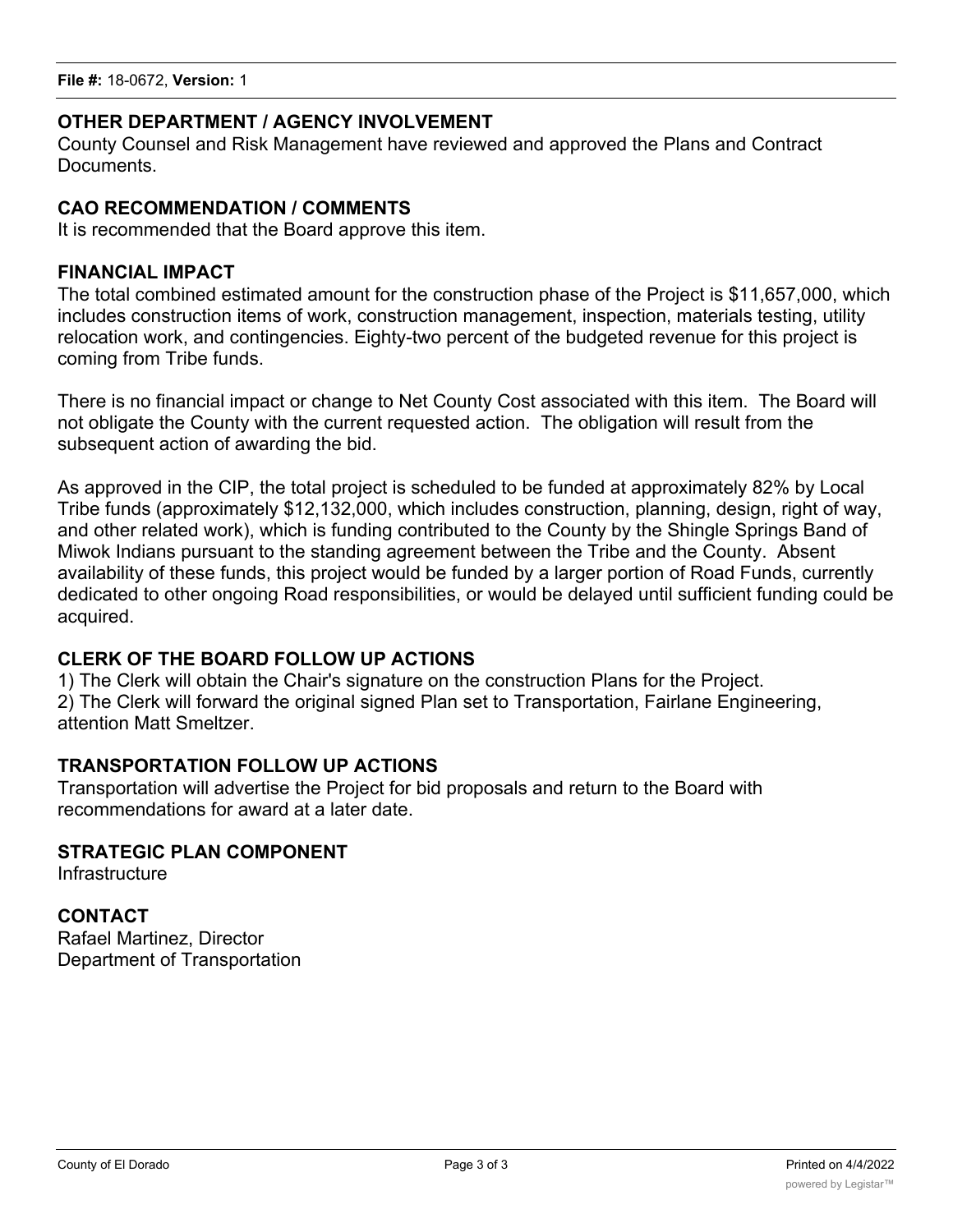## OTHER DEPARTMENT / AGENCY INVOLVEMENT

County Counsel and Risk Management have reviewed and approved the Plans and Contract Documents.

## CAO RECOMMENDATION / COMMENTS

It is recommended that the Board approve this item.

## FINANCIAL IMPACT

The total combined estimated amount for the construction phase of the Project is $11,657,000, which includes construction items of work, construction management, inspection, materials testing, utility relocation work, and contingencies. Eighty-two percent of the budgeted revenue for this project is coming from Tribe funds.

There is no financial impact or change to Net County Cost associated with this item. The Board will not obligate the County with the current requested action. The obligation will result from the subsequent action of awarding the bid.

As approved in the CIP, the total project is scheduled to be funded at approximately 82% by Local Tribe funds (approximately $12,132,000, which includes construction, planning, design, right of way, and other related work), which is funding contributed to the County by the Shingle Springs Band of Miwok Indians pursuant to the standing agreement between the Tribe and the County. Absent availability of these funds, this project would be funded by a larger portion of Road Funds, currently dedicated to other ongoing Road responsibilities, or would be delayed until sufficient funding could be acquired.

## CLERK OF THE BOARD FOLLOW UP ACTIONS

1) The Clerk will obtain the Chair's signature on the construction Plans for the Project.
2) The Clerk will forward the original signed Plan set to Transportation, Fairlane Engineering, attention Matt Smeltzer.

## TRANSPORTATION FOLLOW UP ACTIONS

Transportation will advertise the Project for bid proposals and return to the Board with recommendations for award at a later date.

## STRATEGIC PLAN COMPONENT

Infrastructure

## CONTACT

Rafael Martinez, Director
Department of Transportation